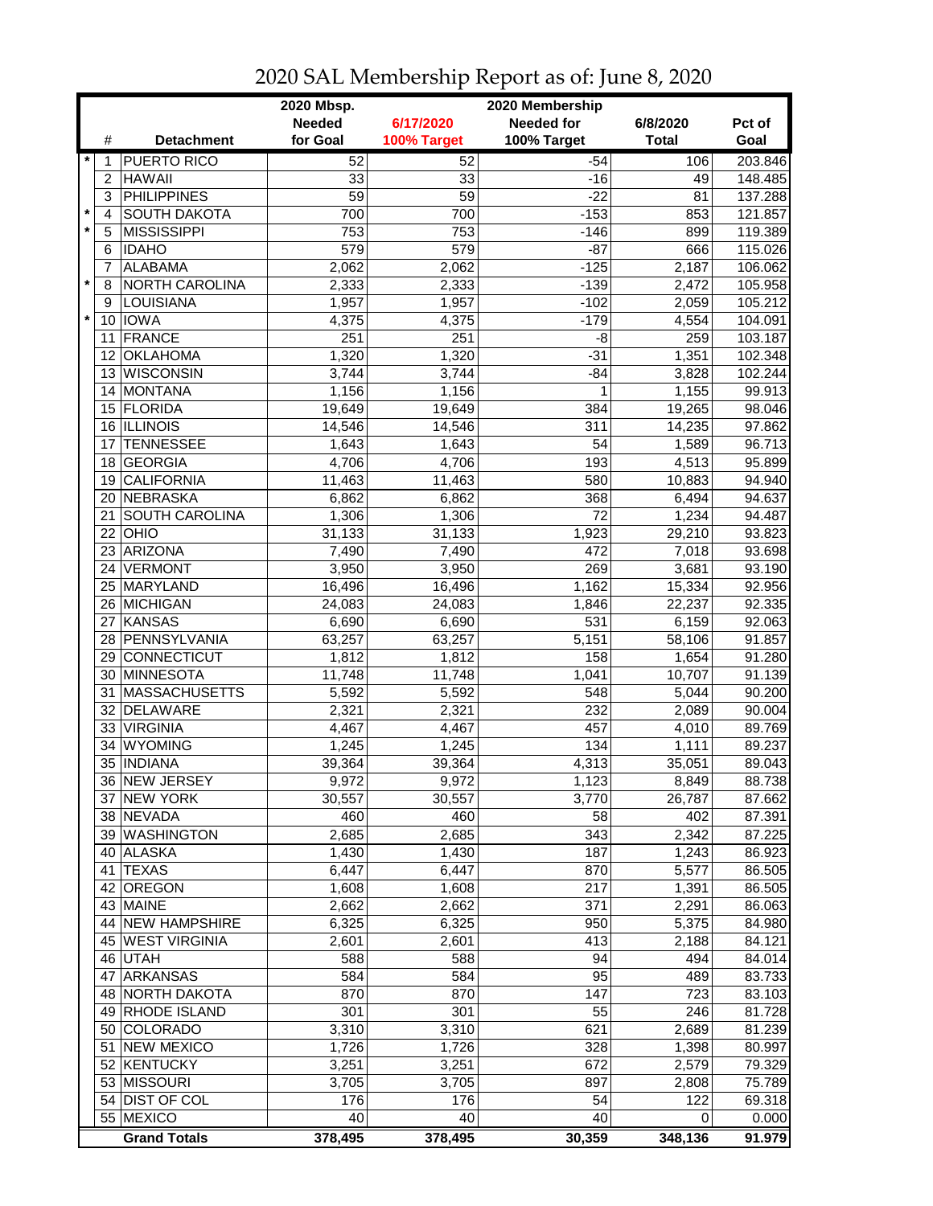# 2020 SAL Membership Report as of: June 8, 2020

| | # | Detachment | 2020 Mbsp. Needed for Goal | 6/17/2020 100% Target | 2020 Membership Needed for 100% Target | 6/8/2020 Total | Pct of Goal |
|---|---|---|---|---|---|---|---|
| * | 1 | PUERTO RICO | 52 | 52 | -54 | 106 | 203.846 |
| | 2 | HAWAII | 33 | 33 | -16 | 49 | 148.485 |
| | 3 | PHILIPPINES | 59 | 59 | -22 | 81 | 137.288 |
| * | 4 | SOUTH DAKOTA | 700 | 700 | -153 | 853 | 121.857 |
| * | 5 | MISSISSIPPI | 753 | 753 | -146 | 899 | 119.389 |
| | 6 | IDAHO | 579 | 579 | -87 | 666 | 115.026 |
| | 7 | ALABAMA | 2,062 | 2,062 | -125 | 2,187 | 106.062 |
| * | 8 | NORTH CAROLINA | 2,333 | 2,333 | -139 | 2,472 | 105.958 |
| | 9 | LOUISIANA | 1,957 | 1,957 | -102 | 2,059 | 105.212 |
| * | 10 | IOWA | 4,375 | 4,375 | -179 | 4,554 | 104.091 |
| | 11 | FRANCE | 251 | 251 | -8 | 259 | 103.187 |
| | 12 | OKLAHOMA | 1,320 | 1,320 | -31 | 1,351 | 102.348 |
| | 13 | WISCONSIN | 3,744 | 3,744 | -84 | 3,828 | 102.244 |
| | 14 | MONTANA | 1,156 | 1,156 | 1 | 1,155 | 99.913 |
| | 15 | FLORIDA | 19,649 | 19,649 | 384 | 19,265 | 98.046 |
| | 16 | ILLINOIS | 14,546 | 14,546 | 311 | 14,235 | 97.862 |
| | 17 | TENNESSEE | 1,643 | 1,643 | 54 | 1,589 | 96.713 |
| | 18 | GEORGIA | 4,706 | 4,706 | 193 | 4,513 | 95.899 |
| | 19 | CALIFORNIA | 11,463 | 11,463 | 580 | 10,883 | 94.940 |
| | 20 | NEBRASKA | 6,862 | 6,862 | 368 | 6,494 | 94.637 |
| | 21 | SOUTH CAROLINA | 1,306 | 1,306 | 72 | 1,234 | 94.487 |
| | 22 | OHIO | 31,133 | 31,133 | 1,923 | 29,210 | 93.823 |
| | 23 | ARIZONA | 7,490 | 7,490 | 472 | 7,018 | 93.698 |
| | 24 | VERMONT | 3,950 | 3,950 | 269 | 3,681 | 93.190 |
| | 25 | MARYLAND | 16,496 | 16,496 | 1,162 | 15,334 | 92.956 |
| | 26 | MICHIGAN | 24,083 | 24,083 | 1,846 | 22,237 | 92.335 |
| | 27 | KANSAS | 6,690 | 6,690 | 531 | 6,159 | 92.063 |
| | 28 | PENNSYLVANIA | 63,257 | 63,257 | 5,151 | 58,106 | 91.857 |
| | 29 | CONNECTICUT | 1,812 | 1,812 | 158 | 1,654 | 91.280 |
| | 30 | MINNESOTA | 11,748 | 11,748 | 1,041 | 10,707 | 91.139 |
| | 31 | MASSACHUSETTS | 5,592 | 5,592 | 548 | 5,044 | 90.200 |
| | 32 | DELAWARE | 2,321 | 2,321 | 232 | 2,089 | 90.004 |
| | 33 | VIRGINIA | 4,467 | 4,467 | 457 | 4,010 | 89.769 |
| | 34 | WYOMING | 1,245 | 1,245 | 134 | 1,111 | 89.237 |
| | 35 | INDIANA | 39,364 | 39,364 | 4,313 | 35,051 | 89.043 |
| | 36 | NEW JERSEY | 9,972 | 9,972 | 1,123 | 8,849 | 88.738 |
| | 37 | NEW YORK | 30,557 | 30,557 | 3,770 | 26,787 | 87.662 |
| | 38 | NEVADA | 460 | 460 | 58 | 402 | 87.391 |
| | 39 | WASHINGTON | 2,685 | 2,685 | 343 | 2,342 | 87.225 |
| | 40 | ALASKA | 1,430 | 1,430 | 187 | 1,243 | 86.923 |
| | 41 | TEXAS | 6,447 | 6,447 | 870 | 5,577 | 86.505 |
| | 42 | OREGON | 1,608 | 1,608 | 217 | 1,391 | 86.505 |
| | 43 | MAINE | 2,662 | 2,662 | 371 | 2,291 | 86.063 |
| | 44 | NEW HAMPSHIRE | 6,325 | 6,325 | 950 | 5,375 | 84.980 |
| | 45 | WEST VIRGINIA | 2,601 | 2,601 | 413 | 2,188 | 84.121 |
| | 46 | UTAH | 588 | 588 | 94 | 494 | 84.014 |
| | 47 | ARKANSAS | 584 | 584 | 95 | 489 | 83.733 |
| | 48 | NORTH DAKOTA | 870 | 870 | 147 | 723 | 83.103 |
| | 49 | RHODE ISLAND | 301 | 301 | 55 | 246 | 81.728 |
| | 50 | COLORADO | 3,310 | 3,310 | 621 | 2,689 | 81.239 |
| | 51 | NEW MEXICO | 1,726 | 1,726 | 328 | 1,398 | 80.997 |
| | 52 | KENTUCKY | 3,251 | 3,251 | 672 | 2,579 | 79.329 |
| | 53 | MISSOURI | 3,705 | 3,705 | 897 | 2,808 | 75.789 |
| | 54 | DIST OF COL | 176 | 176 | 54 | 122 | 69.318 |
| | 55 | MEXICO | 40 | 40 | 40 | 0 | 0.000 |
| | | **Grand Totals** | **378,495** | **378,495** | **30,359** | **348,136** | **91.979** |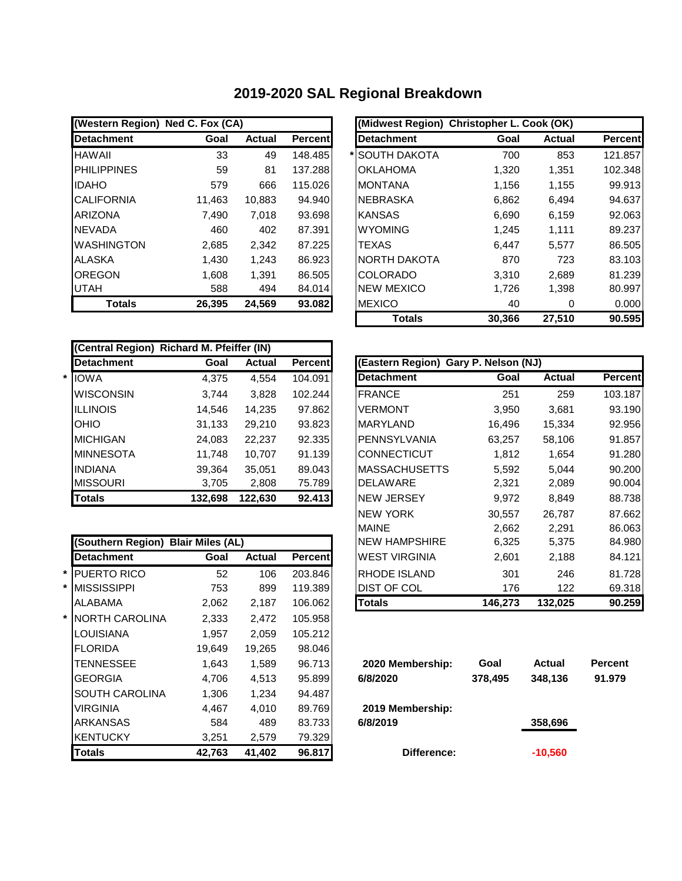# 2019-2020 SAL Regional Breakdown

| (Western Region) Ned C. Fox (CA) | | | | |
|---|---|---|---|---|
| | Detachment | Goal | Actual | Percent |
| | HAWAII | 33 | 49 | 148.485 |
| | PHILIPPINES | 59 | 81 | 137.288 |
| | IDAHO | 579 | 666 | 115.026 |
| | CALIFORNIA | 11,463 | 10,883 | 94.940 |
| | ARIZONA | 7,490 | 7,018 | 93.698 |
| | NEVADA | 460 | 402 | 87.391 |
| | WASHINGTON | 2,685 | 2,342 | 87.225 |
| | ALASKA | 1,430 | 1,243 | 86.923 |
| | OREGON | 1,608 | 1,391 | 86.505 |
| | UTAH | 588 | 494 | 84.014 |
| | **Totals** | **26,395** | **24,569** | **93.082** |

| (Midwest Region) Christopher L. Cook (OK) | | | | |
|---|---|---|---|---|
| | Detachment | Goal | Actual | Percent |
| * | SOUTH DAKOTA | 700 | 853 | 121.857 |
| | OKLAHOMA | 1,320 | 1,351 | 102.348 |
| | MONTANA | 1,156 | 1,155 | 99.913 |
| | NEBRASKA | 6,862 | 6,494 | 94.637 |
| | KANSAS | 6,690 | 6,159 | 92.063 |
| | WYOMING | 1,245 | 1,111 | 89.237 |
| | TEXAS | 6,447 | 5,577 | 86.505 |
| | NORTH DAKOTA | 870 | 723 | 83.103 |
| | COLORADO | 3,310 | 2,689 | 81.239 |
| | NEW MEXICO | 1,726 | 1,398 | 80.997 |
| | MEXICO | 40 | 0 | 0.000 |
| | **Totals** | **30,366** | **27,510** | **90.595** |

| (Central Region) Richard M. Pfeiffer (IN) | | | | |
|---|---|---|---|---|
| | Detachment | Goal | Actual | Percent |
| * | IOWA | 4,375 | 4,554 | 104.091 |
| | WISCONSIN | 3,744 | 3,828 | 102.244 |
| | ILLINOIS | 14,546 | 14,235 | 97.862 |
| | OHIO | 31,133 | 29,210 | 93.823 |
| | MICHIGAN | 24,083 | 22,237 | 92.335 |
| | MINNESOTA | 11,748 | 10,707 | 91.139 |
| | INDIANA | 39,364 | 35,051 | 89.043 |
| | MISSOURI | 3,705 | 2,808 | 75.789 |
| | **Totals** | **132,698** | **122,630** | **92.413** |

| (Eastern Region) Gary P. Nelson (NJ) | | | | |
|---|---|---|---|---|
| | Detachment | Goal | Actual | Percent |
| | FRANCE | 251 | 259 | 103.187 |
| | VERMONT | 3,950 | 3,681 | 93.190 |
| | MARYLAND | 16,496 | 15,334 | 92.956 |
| | PENNSYLVANIA | 63,257 | 58,106 | 91.857 |
| | CONNECTICUT | 1,812 | 1,654 | 91.280 |
| | MASSACHUSETTS | 5,592 | 5,044 | 90.200 |
| | DELAWARE | 2,321 | 2,089 | 90.004 |
| | NEW JERSEY | 9,972 | 8,849 | 88.738 |
| | NEW YORK | 30,557 | 26,787 | 87.662 |
| | MAINE | 2,662 | 2,291 | 86.063 |
| | NEW HAMPSHIRE | 6,325 | 5,375 | 84.980 |
| | WEST VIRGINIA | 2,601 | 2,188 | 84.121 |
| | RHODE ISLAND | 301 | 246 | 81.728 |
| | DIST OF COL | 176 | 122 | 69.318 |
| | **Totals** | **146,273** | **132,025** | **90.259** |

| (Southern Region) Blair Miles (AL) | | | | |
|---|---|---|---|---|
| | Detachment | Goal | Actual | Percent |
| * | PUERTO RICO | 52 | 106 | 203.846 |
| * | MISSISSIPPI | 753 | 899 | 119.389 |
| | ALABAMA | 2,062 | 2,187 | 106.062 |
| * | NORTH CAROLINA | 2,333 | 2,472 | 105.958 |
| | LOUISIANA | 1,957 | 2,059 | 105.212 |
| | FLORIDA | 19,649 | 19,265 | 98.046 |
| | TENNESSEE | 1,643 | 1,589 | 96.713 |
| | GEORGIA | 4,706 | 4,513 | 95.899 |
| | SOUTH CAROLINA | 1,306 | 1,234 | 94.487 |
| | VIRGINIA | 4,467 | 4,010 | 89.769 |
| | ARKANSAS | 584 | 489 | 83.733 |
| | KENTUCKY | 3,251 | 2,579 | 79.329 |
| | **Totals** | **42,763** | **41,402** | **96.817** |

| | Goal | Actual | Percent |
|---|---|---|---|
| **2020 Membership:** 6/8/2020 | **378,495** | **348,136** | **91.979** |
| **2019 Membership:** 6/8/2019 | | **358,696** | |
| **Difference:** | | **-10,560** | |